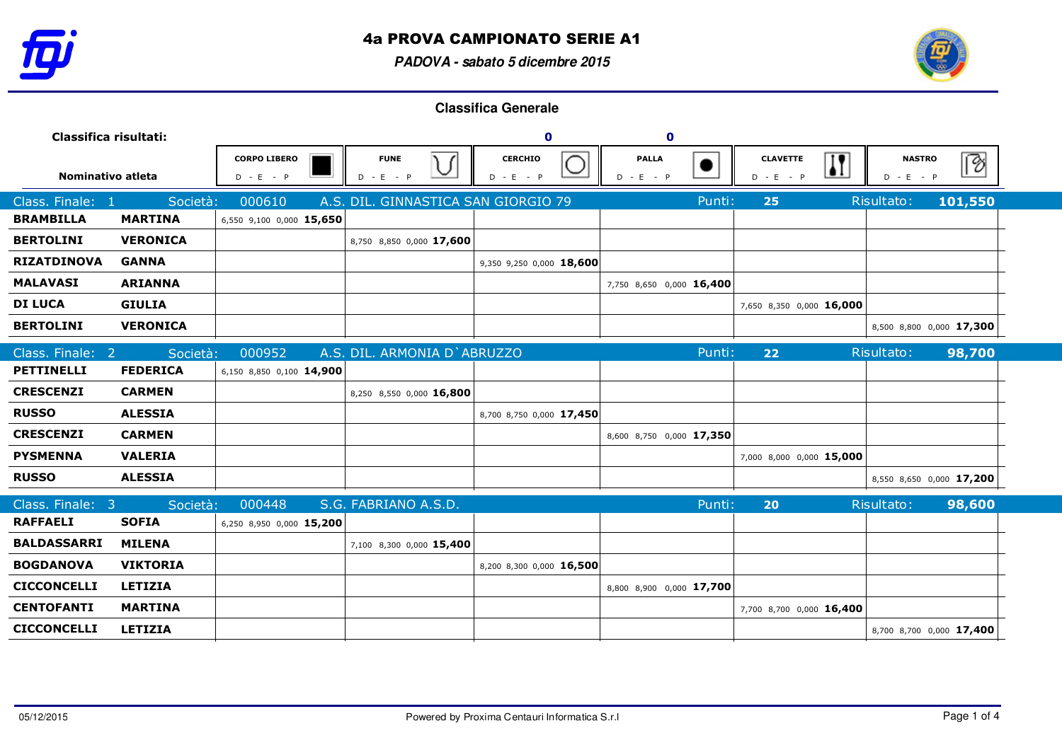# 4a PROVA CAMPIONATO SERIE A1

*PADOVA - sabato 5 dicembre 2015*

## Classifica Generale

| Classifica risultati: | | CORPO LIBERO D - E - P | FUNE D - E - P | CERCHIO D - E - P | PALLA D - E - P | CLAVETTE D - E - P | NASTRO D - E - P |
|---|---|---|---|---|---|---|---|
| Nominativo atleta | | | | 0 | 0 | | |
| **Class. Finale: 1** | **Società: 000610** | **A.S. DIL. GINNASTICA SAN GIORGIO 79** | | | **Punti: 25** | | **Risultato: 101,550** |
| **BRAMBILLA** | **MARTINA** | 6,550 9,100 0,000 **15,650** | | | | | |
| **BERTOLINI** | **VERONICA** | | 8,750 8,850 0,000 **17,600** | | | | |
| **RIZATDINOVA** | **GANNA** | | | 9,350 9,250 0,000 **18,600** | | | |
| **MALAVASI** | **ARIANNA** | | | | 7,750 8,650 0,000 **16,400** | | |
| **DI LUCA** | **GIULIA** | | | | | 7,650 8,350 0,000 **16,000** | |
| **BERTOLINI** | **VERONICA** | | | | | | 8,500 8,800 0,000 **17,300** |
| **Class. Finale: 2** | **Società: 000952** | **A.S. DIL. ARMONIA D`ABRUZZO** | | | **Punti: 22** | | **Risultato: 98,700** |
| **PETTINELLI** | **FEDERICA** | 6,150 8,850 0,100 **14,900** | | | | | |
| **CRESCENZI** | **CARMEN** | | 8,250 8,550 0,000 **16,800** | | | | |
| **RUSSO** | **ALESSIA** | | | 8,700 8,750 0,000 **17,450** | | | |
| **CRESCENZI** | **CARMEN** | | | | 8,600 8,750 0,000 **17,350** | | |
| **PYSMENNA** | **VALERIA** | | | | | 7,000 8,000 0,000 **15,000** | |
| **RUSSO** | **ALESSIA** | | | | | | 8,550 8,650 0,000 **17,200** |
| **Class. Finale: 3** | **Società: 000448** | **S.G. FABRIANO A.S.D.** | | | **Punti: 20** | | **Risultato: 98,600** |
| **RAFFAELI** | **SOFIA** | 6,250 8,950 0,000 **15,200** | | | | | |
| **BALDASSARRI** | **MILENA** | | 7,100 8,300 0,000 **15,400** | | | | |
| **BOGDANOVA** | **VIKTORIA** | | | 8,200 8,300 0,000 **16,500** | | | |
| **CICCONCELLI** | **LETIZIA** | | | | 8,800 8,900 0,000 **17,700** | | |
| **CENTOFANTI** | **MARTINA** | | | | | 7,700 8,700 0,000 **16,400** | |
| **CICCONCELLI** | **LETIZIA** | | | | | | 8,700 8,700 0,000 **17,400** |

05/12/2015 Powered by Proxima Centauri Informatica S.r.l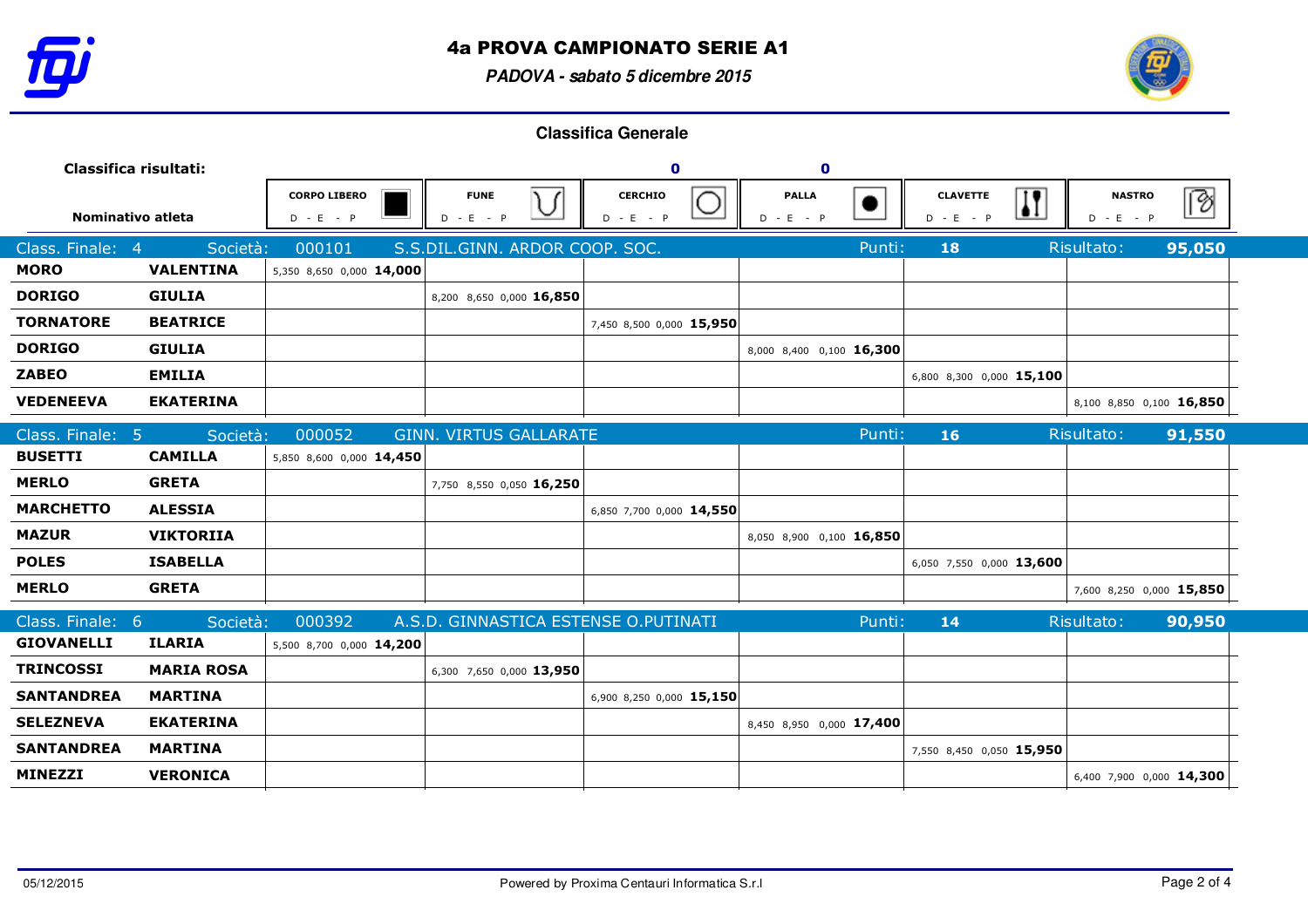# 4a PROVA CAMPIONATO SERIE A1

***PADOVA - sabato 5 dicembre 2015***

## Classifica Generale

| Classifica risultati: | | | | 0 | 0 | | |
|---|---|---|---|---|---|---|---|
| **Nominativo atleta** | | **CORPO LIBERO** D - E - P | **FUNE** D - E - P | **CERCHIO** D - E - P | **PALLA** D - E - P | **CLAVETTE** D - E - P | **NASTRO** D - E - P |
| **Class. Finale: 4** | **Società: 000101** | **S.S.DIL.GINN. ARDOR COOP. SOC.** | | | **Punti: 18** | | **Risultato: 95,050** |
| **MORO** | **VALENTINA** | 5,350 8,650 0,000 **14,000** | | | | | |
| **DORIGO** | **GIULIA** | | 8,200 8,650 0,000 **16,850** | | | | |
| **TORNATORE** | **BEATRICE** | | | 7,450 8,500 0,000 **15,950** | | | |
| **DORIGO** | **GIULIA** | | | | 8,000 8,400 0,100 **16,300** | | |
| **ZABEO** | **EMILIA** | | | | | 6,800 8,300 0,000 **15,100** | |
| **VEDENEEVA** | **EKATERINA** | | | | | | 8,100 8,850 0,100 **16,850** |
| **Class. Finale: 5** | **Società: 000052** | **GINN. VIRTUS GALLARATE** | | | **Punti: 16** | | **Risultato: 91,550** |
| **BUSETTI** | **CAMILLA** | 5,850 8,600 0,000 **14,450** | | | | | |
| **MERLO** | **GRETA** | | 7,750 8,550 0,050 **16,250** | | | | |
| **MARCHETTO** | **ALESSIA** | | | 6,850 7,700 0,000 **14,550** | | | |
| **MAZUR** | **VIKTORIIA** | | | | 8,050 8,900 0,100 **16,850** | | |
| **POLES** | **ISABELLA** | | | | | 6,050 7,550 0,000 **13,600** | |
| **MERLO** | **GRETA** | | | | | | 7,600 8,250 0,000 **15,850** |
| **Class. Finale: 6** | **Società: 000392** | **A.S.D. GINNASTICA ESTENSE O.PUTINATI** | | | **Punti: 14** | | **Risultato: 90,950** |
| **GIOVANELLI** | **ILARIA** | 5,500 8,700 0,000 **14,200** | | | | | |
| **TRINCOSSI** | **MARIA ROSA** | | 6,300 7,650 0,000 **13,950** | | | | |
| **SANTANDREA** | **MARTINA** | | | 6,900 8,250 0,000 **15,150** | | | |
| **SELEZNEVA** | **EKATERINA** | | | | 8,450 8,950 0,000 **17,400** | | |
| **SANTANDREA** | **MARTINA** | | | | | 7,550 8,450 0,050 **15,950** | |
| **MINEZZI** | **VERONICA** | | | | | | 6,400 7,900 0,000 **14,300** |

05/12/2015 — Powered by Proxima Centauri Informatica S.r.l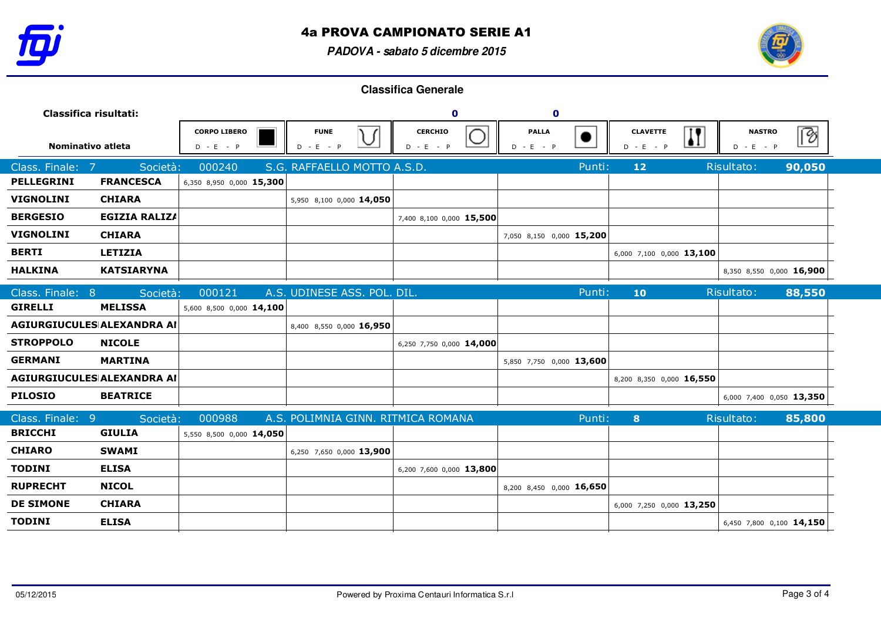# 4a PROVA CAMPIONATO SERIE A1

*PADOVA - sabato 5 dicembre 2015*

## Classifica Generale

Classifica risultati:

| Nominativo atleta | | CORPO LIBERO D - E - P | FUNE D - E - P | CERCHIO D - E - P | PALLA D - E - P | CLAVETTE D - E - P | NASTRO D - E - P |
|---|---|---|---|---|---|---|---|
| | | | | 0 | 0 | | |
| **Class. Finale: 7** | **Società: 000240** | **S.G. RAFFAELLO MOTTO A.S.D.** | | | **Punti: 12** | | **Risultato: 90,050** |
| **PELLEGRINI** | **FRANCESCA** | 6,350 8,950 0,000 **15,300** | | | | | |
| **VIGNOLINI** | **CHIARA** | | 5,950 8,100 0,000 **14,050** | | | | |
| **BERGESIO** | **EGIZIA RALIZA** | | | 7,400 8,100 0,000 **15,500** | | | |
| **VIGNOLINI** | **CHIARA** | | | | 7,050 8,150 0,000 **15,200** | | |
| **BERTI** | **LETIZIA** | | | | | 6,000 7,100 0,000 **13,100** | |
| **HALKINA** | **KATSIARYNA** | | | | | | 8,350 8,550 0,000 **16,900** |
| **Class. Finale: 8** | **Società: 000121** | **A.S. UDINESE ASS. POL. DIL.** | | | **Punti: 10** | | **Risultato: 88,550** |
| **GIRELLI** | **MELISSA** | 5,600 8,500 0,000 **14,100** | | | | | |
| **AGIURGIUCULES** | **ALEXANDRA AI** | | 8,400 8,550 0,000 **16,950** | | | | |
| **STROPPOLO** | **NICOLE** | | | 6,250 7,750 0,000 **14,000** | | | |
| **GERMANI** | **MARTINA** | | | | 5,850 7,750 0,000 **13,600** | | |
| **AGIURGIUCULES** | **ALEXANDRA AI** | | | | | 8,200 8,350 0,000 **16,550** | |
| **PILOSIO** | **BEATRICE** | | | | | | 6,000 7,400 0,050 **13,350** |
| **Class. Finale: 9** | **Società: 000988** | **A.S. POLIMNIA GINN. RITMICA ROMANA** | | | **Punti: 8** | | **Risultato: 85,800** |
| **BRICCHI** | **GIULIA** | 5,550 8,500 0,000 **14,050** | | | | | |
| **CHIARO** | **SWAMI** | | 6,250 7,650 0,000 **13,900** | | | | |
| **TODINI** | **ELISA** | | | 6,200 7,600 0,000 **13,800** | | | |
| **RUPRECHT** | **NICOL** | | | | 8,200 8,450 0,000 **16,650** | | |
| **DE SIMONE** | **CHIARA** | | | | | 6,000 7,250 0,000 **13,250** | |
| **TODINI** | **ELISA** | | | | | | 6,450 7,800 0,100 **14,150** |

05/12/2015 — Powered by Proxima Centauri Informatica S.r.l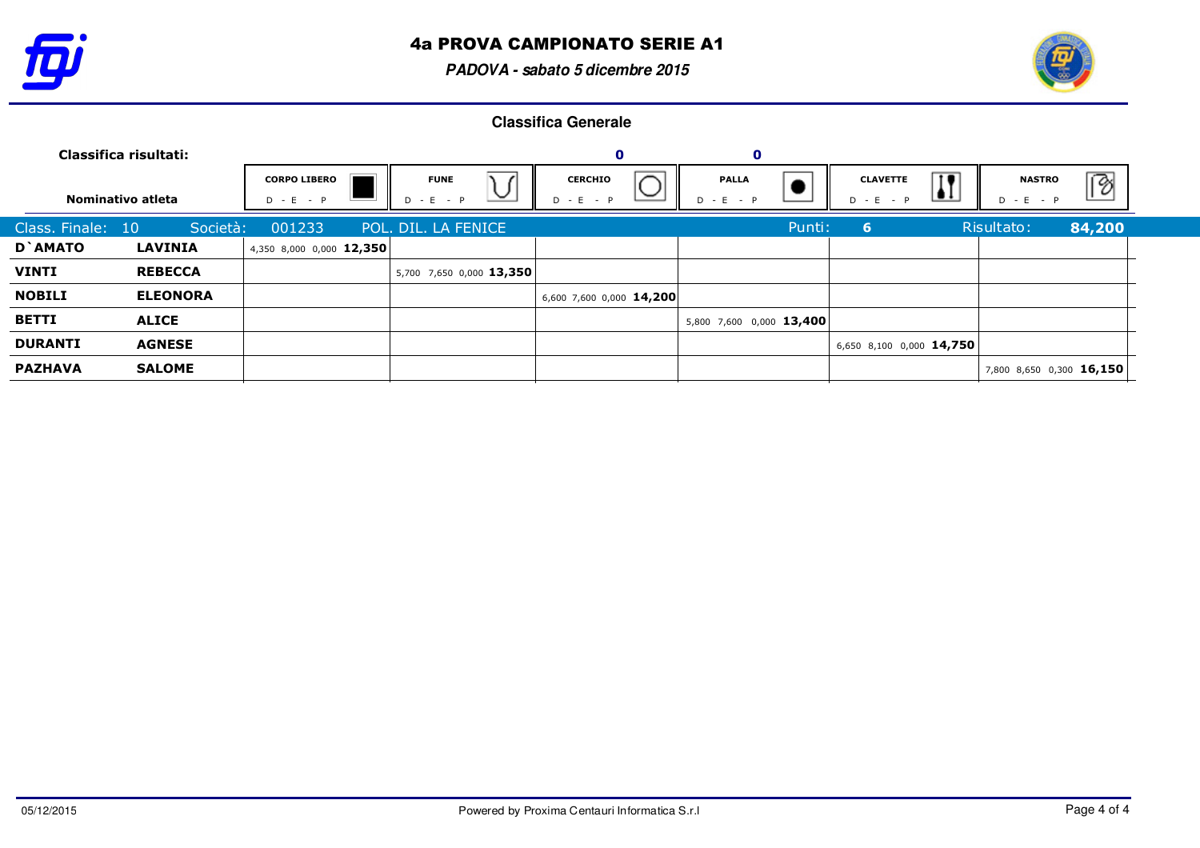# 4a PROVA CAMPIONATO SERIE A1

*PADOVA - sabato 5 dicembre 2015*

## Classifica Generale

| Classifica risultati: | | CORPO LIBERO | FUNE | CERCHIO | PALLA | CLAVETTE | NASTRO |
|---|---|---|---|---|---|---|---|
| | | | | 0 | 0 | | |
| Nominativo atleta | | D - E - P | D - E - P | D - E - P | D - E - P | D - E - P | D - E - P |
| Class. Finale: 10 | Società: 001233 | POL. DIL. LA FENICE | | | Punti: 6 | | Risultato: 84,200 |
| **D`AMATO** | **LAVINIA** | 4,350 8,000 0,000 **12,350** | | | | | |
| **VINTI** | **REBECCA** | | 5,700 7,650 0,000 **13,350** | | | | |
| **NOBILI** | **ELEONORA** | | | 6,600 7,600 0,000 **14,200** | | | |
| **BETTI** | **ALICE** | | | | 5,800 7,600 0,000 **13,400** | | |
| **DURANTI** | **AGNESE** | | | | | 6,650 8,100 0,000 **14,750** | |
| **PAZHAVA** | **SALOME** | | | | | | 7,800 8,650 0,300 **16,150** |

05/12/2015

Powered by Proxima Centauri Informatica S.r.l